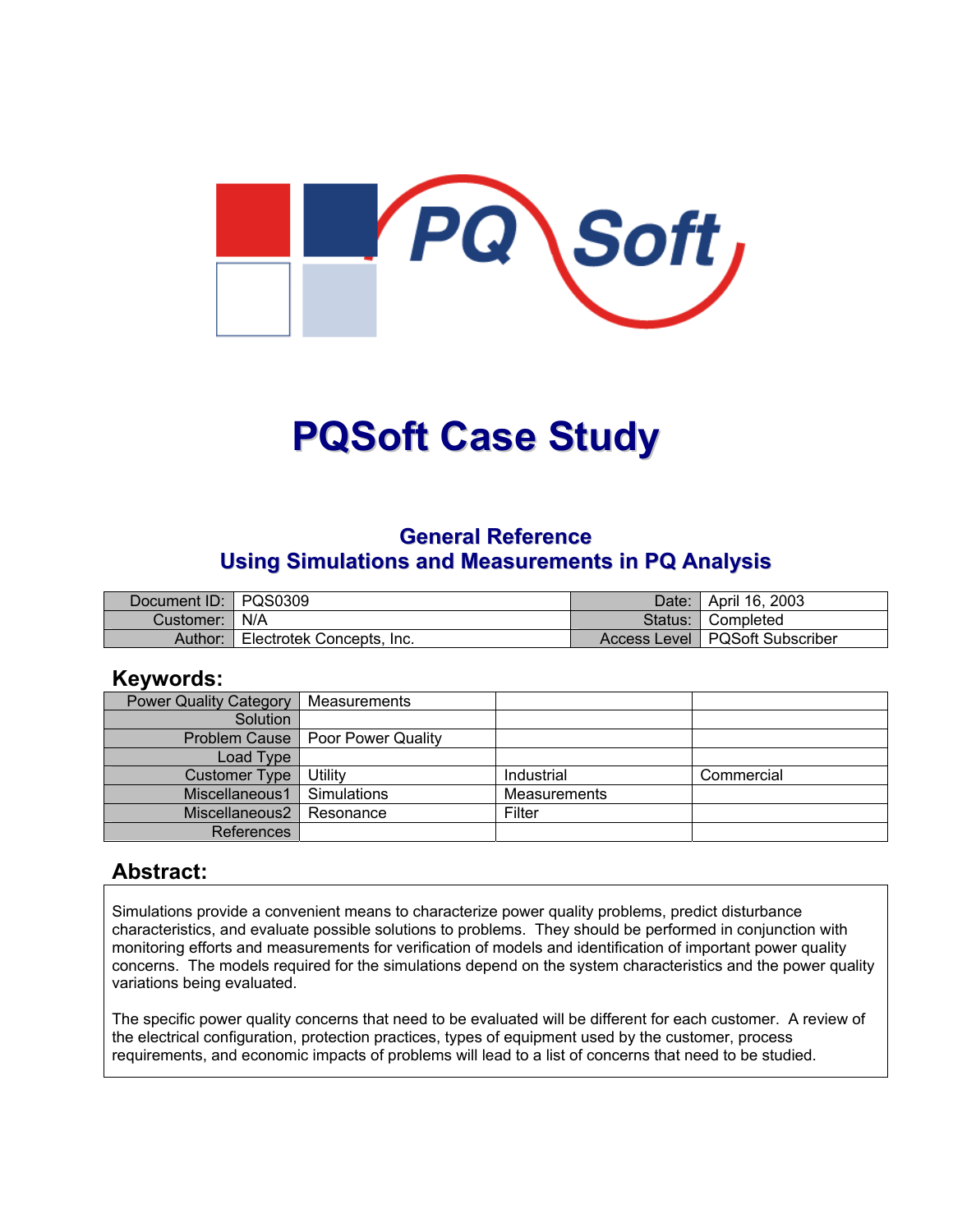# PQSoft Case Study

## General Reference
## Using Simulations and Measurements in PQ Analysis

| Document ID: | PQS0309 | Date: | April 16, 2003 |
|---|---|---|---|
| Customer: | N/A | Status: | Completed |
| Author: | Electrotek Concepts, Inc. | Access Level | PQSoft Subscriber |

## Keywords:

| Power Quality Category | Measurements | | |
|---|---|---|---|
| Solution | | | |
| Problem Cause | Poor Power Quality | | |
| Load Type | | | |
| Customer Type | Utility | Industrial | Commercial |
| Miscellaneous1 | Simulations | Measurements | |
| Miscellaneous2 | Resonance | Filter | |
| References | | | |

## Abstract:

Simulations provide a convenient means to characterize power quality problems, predict disturbance characteristics, and evaluate possible solutions to problems. They should be performed in conjunction with monitoring efforts and measurements for verification of models and identification of important power quality concerns. The models required for the simulations depend on the system characteristics and the power quality variations being evaluated.

The specific power quality concerns that need to be evaluated will be different for each customer. A review of the electrical configuration, protection practices, types of equipment used by the customer, process requirements, and economic impacts of problems will lead to a list of concerns that need to be studied.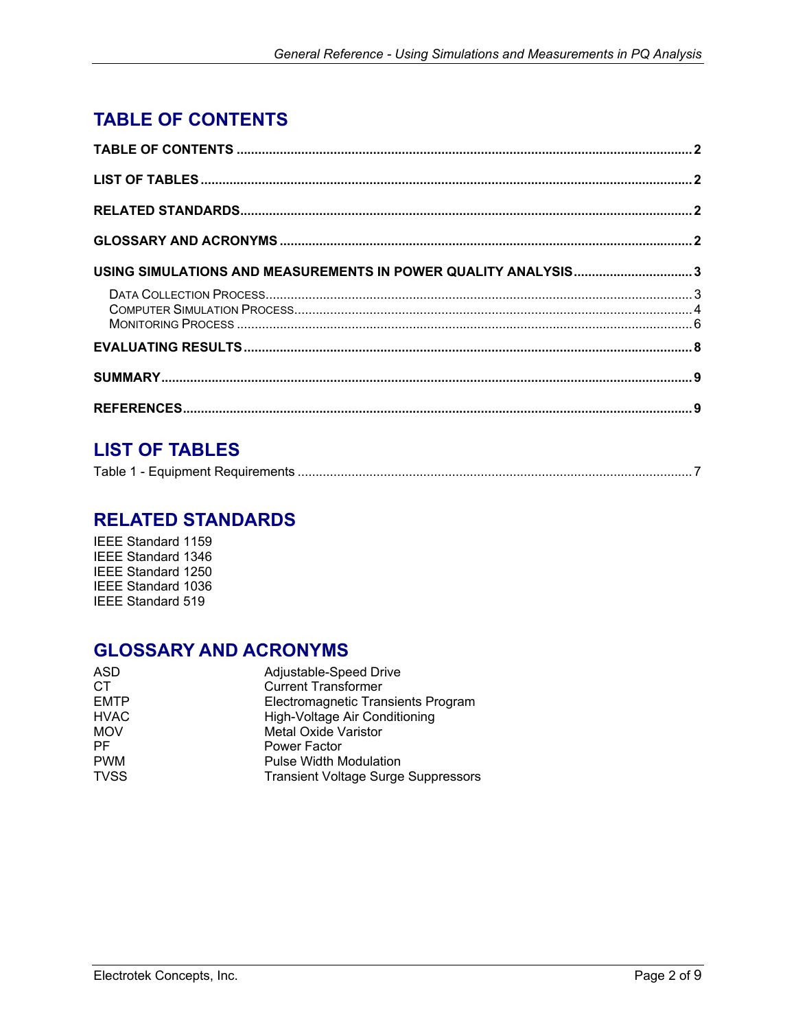# TABLE OF CONTENTS

**TABLE OF CONTENTS** .......... **2**

**LIST OF TABLES** .......... **2**

**RELATED STANDARDS** .......... **2**

**GLOSSARY AND ACRONYMS** .......... **2**

**USING SIMULATIONS AND MEASUREMENTS IN POWER QUALITY ANALYSIS** .......... **3**

- DATA COLLECTION PROCESS .......... 3
- COMPUTER SIMULATION PROCESS .......... 4
- MONITORING PROCESS .......... 6

**EVALUATING RESULTS** .......... **8**

**SUMMARY** .......... **9**

**REFERENCES** .......... **9**

# LIST OF TABLES

Table 1 - Equipment Requirements .......... 7

# RELATED STANDARDS

IEEE Standard 1159
IEEE Standard 1346
IEEE Standard 1250
IEEE Standard 1036
IEEE Standard 519

# GLOSSARY AND ACRONYMS

| | |
|---|---|
| ASD | Adjustable-Speed Drive |
| CT | Current Transformer |
| EMTP | Electromagnetic Transients Program |
| HVAC | High-Voltage Air Conditioning |
| MOV | Metal Oxide Varistor |
| PF | Power Factor |
| PWM | Pulse Width Modulation |
| TVSS | Transient Voltage Surge Suppressors |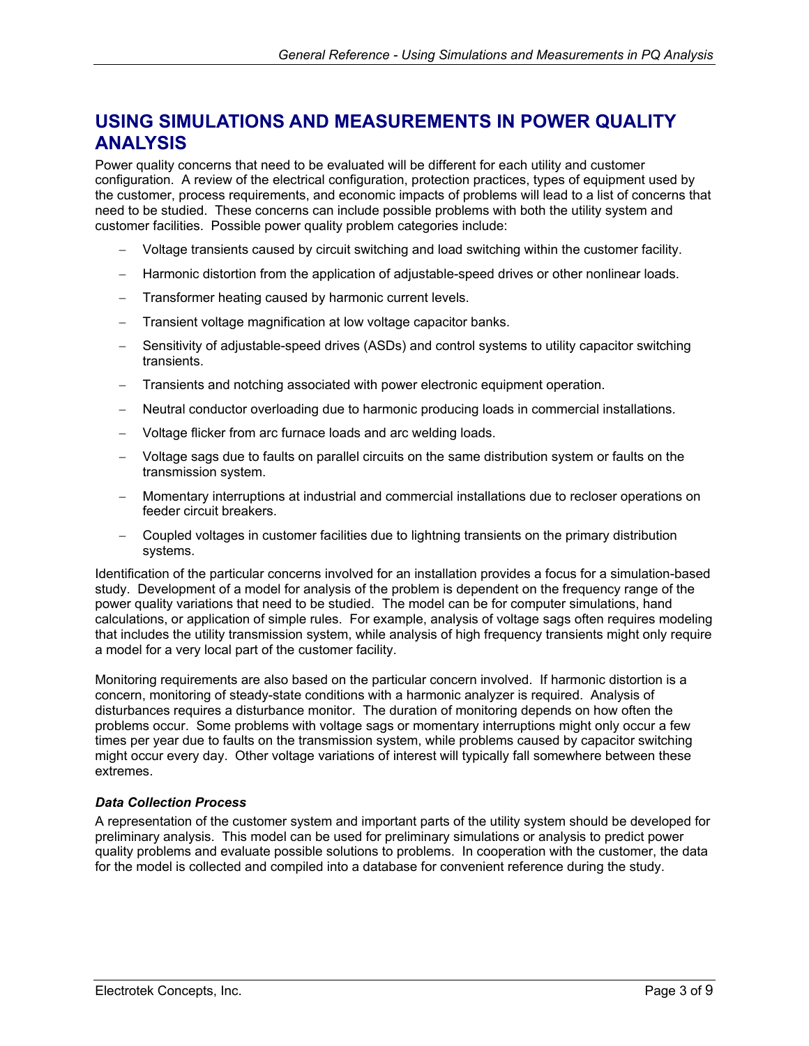# USING SIMULATIONS AND MEASUREMENTS IN POWER QUALITY ANALYSIS

Power quality concerns that need to be evaluated will be different for each utility and customer configuration. A review of the electrical configuration, protection practices, types of equipment used by the customer, process requirements, and economic impacts of problems will lead to a list of concerns that need to be studied. These concerns can include possible problems with both the utility system and customer facilities. Possible power quality problem categories include:

- Voltage transients caused by circuit switching and load switching within the customer facility.
- Harmonic distortion from the application of adjustable-speed drives or other nonlinear loads.
- Transformer heating caused by harmonic current levels.
- Transient voltage magnification at low voltage capacitor banks.
- Sensitivity of adjustable-speed drives (ASDs) and control systems to utility capacitor switching transients.
- Transients and notching associated with power electronic equipment operation.
- Neutral conductor overloading due to harmonic producing loads in commercial installations.
- Voltage flicker from arc furnace loads and arc welding loads.
- Voltage sags due to faults on parallel circuits on the same distribution system or faults on the transmission system.
- Momentary interruptions at industrial and commercial installations due to recloser operations on feeder circuit breakers.
- Coupled voltages in customer facilities due to lightning transients on the primary distribution systems.

Identification of the particular concerns involved for an installation provides a focus for a simulation-based study. Development of a model for analysis of the problem is dependent on the frequency range of the power quality variations that need to be studied. The model can be for computer simulations, hand calculations, or application of simple rules. For example, analysis of voltage sags often requires modeling that includes the utility transmission system, while analysis of high frequency transients might only require a model for a very local part of the customer facility.

Monitoring requirements are also based on the particular concern involved. If harmonic distortion is a concern, monitoring of steady-state conditions with a harmonic analyzer is required. Analysis of disturbances requires a disturbance monitor. The duration of monitoring depends on how often the problems occur. Some problems with voltage sags or momentary interruptions might only occur a few times per year due to faults on the transmission system, while problems caused by capacitor switching might occur every day. Other voltage variations of interest will typically fall somewhere between these extremes.

### *Data Collection Process*

A representation of the customer system and important parts of the utility system should be developed for preliminary analysis. This model can be used for preliminary simulations or analysis to predict power quality problems and evaluate possible solutions to problems. In cooperation with the customer, the data for the model is collected and compiled into a database for convenient reference during the study.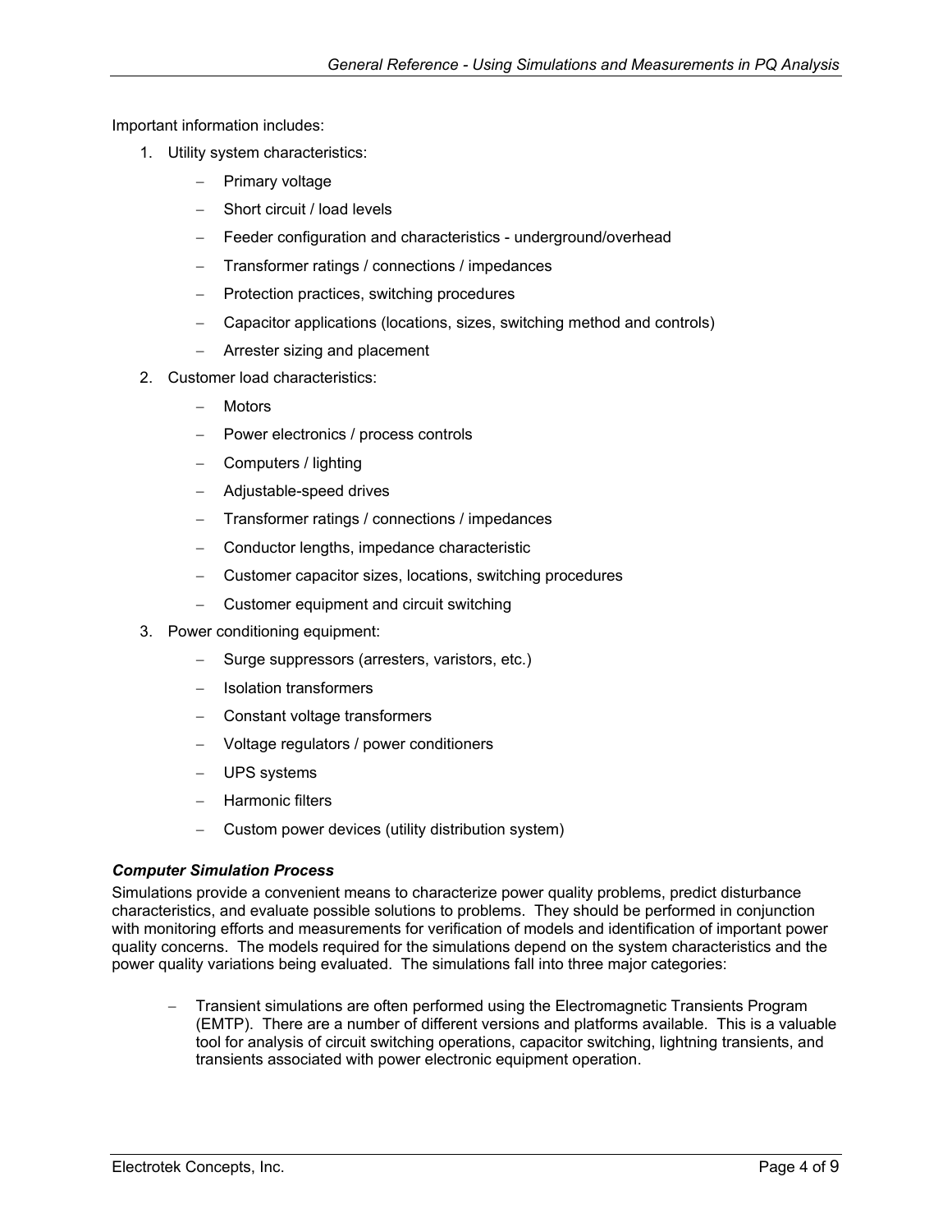Important information includes:

1. Utility system characteristics:
   - Primary voltage
   - Short circuit / load levels
   - Feeder configuration and characteristics - underground/overhead
   - Transformer ratings / connections / impedances
   - Protection practices, switching procedures
   - Capacitor applications (locations, sizes, switching method and controls)
   - Arrester sizing and placement
2. Customer load characteristics:
   - Motors
   - Power electronics / process controls
   - Computers / lighting
   - Adjustable-speed drives
   - Transformer ratings / connections / impedances
   - Conductor lengths, impedance characteristic
   - Customer capacitor sizes, locations, switching procedures
   - Customer equipment and circuit switching
3. Power conditioning equipment:
   - Surge suppressors (arresters, varistors, etc.)
   - Isolation transformers
   - Constant voltage transformers
   - Voltage regulators / power conditioners
   - UPS systems
   - Harmonic filters
   - Custom power devices (utility distribution system)

***Computer Simulation Process***

Simulations provide a convenient means to characterize power quality problems, predict disturbance characteristics, and evaluate possible solutions to problems. They should be performed in conjunction with monitoring efforts and measurements for verification of models and identification of important power quality concerns. The models required for the simulations depend on the system characteristics and the power quality variations being evaluated. The simulations fall into three major categories:

- Transient simulations are often performed using the Electromagnetic Transients Program (EMTP). There are a number of different versions and platforms available. This is a valuable tool for analysis of circuit switching operations, capacitor switching, lightning transients, and transients associated with power electronic equipment operation.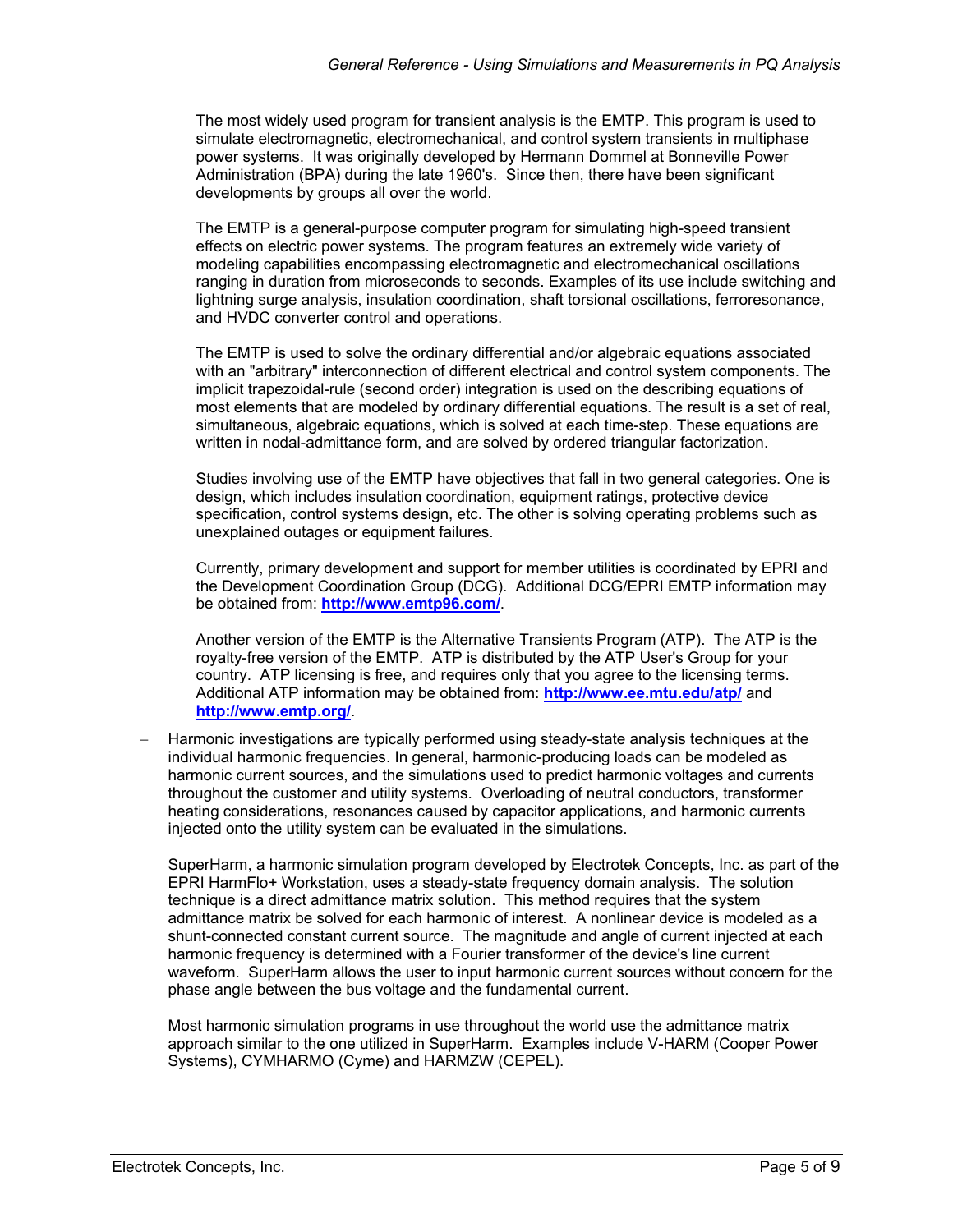The most widely used program for transient analysis is the EMTP. This program is used to simulate electromagnetic, electromechanical, and control system transients in multiphase power systems. It was originally developed by Hermann Dommel at Bonneville Power Administration (BPA) during the late 1960's. Since then, there have been significant developments by groups all over the world.

The EMTP is a general-purpose computer program for simulating high-speed transient effects on electric power systems. The program features an extremely wide variety of modeling capabilities encompassing electromagnetic and electromechanical oscillations ranging in duration from microseconds to seconds. Examples of its use include switching and lightning surge analysis, insulation coordination, shaft torsional oscillations, ferroresonance, and HVDC converter control and operations.

The EMTP is used to solve the ordinary differential and/or algebraic equations associated with an "arbitrary" interconnection of different electrical and control system components. The implicit trapezoidal-rule (second order) integration is used on the describing equations of most elements that are modeled by ordinary differential equations. The result is a set of real, simultaneous, algebraic equations, which is solved at each time-step. These equations are written in nodal-admittance form, and are solved by ordered triangular factorization.

Studies involving use of the EMTP have objectives that fall in two general categories. One is design, which includes insulation coordination, equipment ratings, protective device specification, control systems design, etc. The other is solving operating problems such as unexplained outages or equipment failures.

Currently, primary development and support for member utilities is coordinated by EPRI and the Development Coordination Group (DCG). Additional DCG/EPRI EMTP information may be obtained from: **http://www.emtp96.com/**.

Another version of the EMTP is the Alternative Transients Program (ATP). The ATP is the royalty-free version of the EMTP. ATP is distributed by the ATP User's Group for your country. ATP licensing is free, and requires only that you agree to the licensing terms. Additional ATP information may be obtained from: **http://www.ee.mtu.edu/atp/** and **http://www.emtp.org/**.

- Harmonic investigations are typically performed using steady-state analysis techniques at the individual harmonic frequencies. In general, harmonic-producing loads can be modeled as harmonic current sources, and the simulations used to predict harmonic voltages and currents throughout the customer and utility systems. Overloading of neutral conductors, transformer heating considerations, resonances caused by capacitor applications, and harmonic currents injected onto the utility system can be evaluated in the simulations.

  SuperHarm, a harmonic simulation program developed by Electrotek Concepts, Inc. as part of the EPRI HarmFlo+ Workstation, uses a steady-state frequency domain analysis. The solution technique is a direct admittance matrix solution. This method requires that the system admittance matrix be solved for each harmonic of interest. A nonlinear device is modeled as a shunt-connected constant current source. The magnitude and angle of current injected at each harmonic frequency is determined with a Fourier transformer of the device's line current waveform. SuperHarm allows the user to input harmonic current sources without concern for the phase angle between the bus voltage and the fundamental current.

  Most harmonic simulation programs in use throughout the world use the admittance matrix approach similar to the one utilized in SuperHarm. Examples include V-HARM (Cooper Power Systems), CYMHARMO (Cyme) and HARMZW (CEPEL).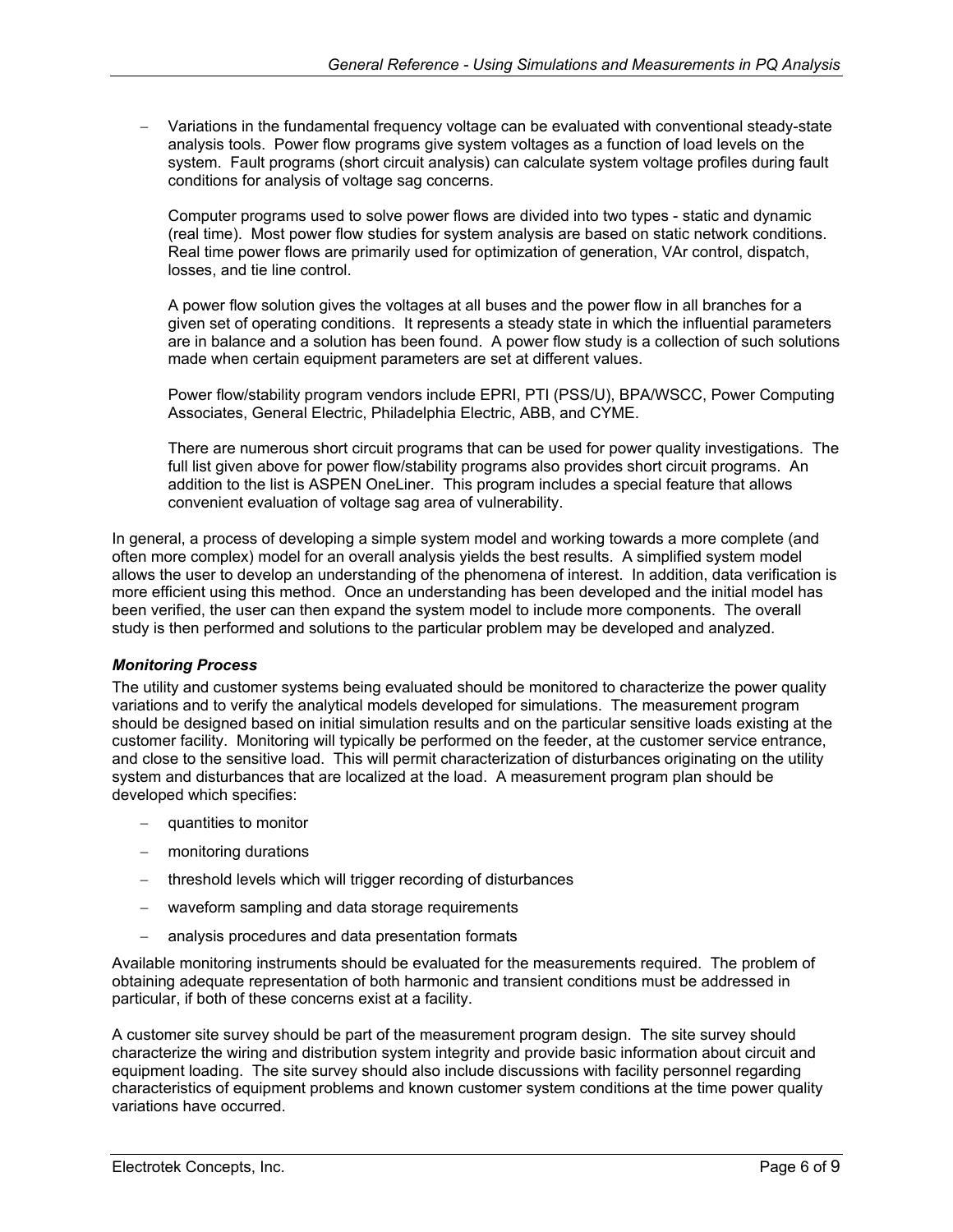- Variations in the fundamental frequency voltage can be evaluated with conventional steady-state analysis tools. Power flow programs give system voltages as a function of load levels on the system. Fault programs (short circuit analysis) can calculate system voltage profiles during fault conditions for analysis of voltage sag concerns.

  Computer programs used to solve power flows are divided into two types - static and dynamic (real time). Most power flow studies for system analysis are based on static network conditions. Real time power flows are primarily used for optimization of generation, VAr control, dispatch, losses, and tie line control.

  A power flow solution gives the voltages at all buses and the power flow in all branches for a given set of operating conditions. It represents a steady state in which the influential parameters are in balance and a solution has been found. A power flow study is a collection of such solutions made when certain equipment parameters are set at different values.

  Power flow/stability program vendors include EPRI, PTI (PSS/U), BPA/WSCC, Power Computing Associates, General Electric, Philadelphia Electric, ABB, and CYME.

  There are numerous short circuit programs that can be used for power quality investigations. The full list given above for power flow/stability programs also provides short circuit programs. An addition to the list is ASPEN OneLiner. This program includes a special feature that allows convenient evaluation of voltage sag area of vulnerability.

In general, a process of developing a simple system model and working towards a more complete (and often more complex) model for an overall analysis yields the best results. A simplified system model allows the user to develop an understanding of the phenomena of interest. In addition, data verification is more efficient using this method. Once an understanding has been developed and the initial model has been verified, the user can then expand the system model to include more components. The overall study is then performed and solutions to the particular problem may be developed and analyzed.

***Monitoring Process***

The utility and customer systems being evaluated should be monitored to characterize the power quality variations and to verify the analytical models developed for simulations. The measurement program should be designed based on initial simulation results and on the particular sensitive loads existing at the customer facility. Monitoring will typically be performed on the feeder, at the customer service entrance, and close to the sensitive load. This will permit characterization of disturbances originating on the utility system and disturbances that are localized at the load. A measurement program plan should be developed which specifies:

- quantities to monitor
- monitoring durations
- threshold levels which will trigger recording of disturbances
- waveform sampling and data storage requirements
- analysis procedures and data presentation formats

Available monitoring instruments should be evaluated for the measurements required. The problem of obtaining adequate representation of both harmonic and transient conditions must be addressed in particular, if both of these concerns exist at a facility.

A customer site survey should be part of the measurement program design. The site survey should characterize the wiring and distribution system integrity and provide basic information about circuit and equipment loading. The site survey should also include discussions with facility personnel regarding characteristics of equipment problems and known customer system conditions at the time power quality variations have occurred.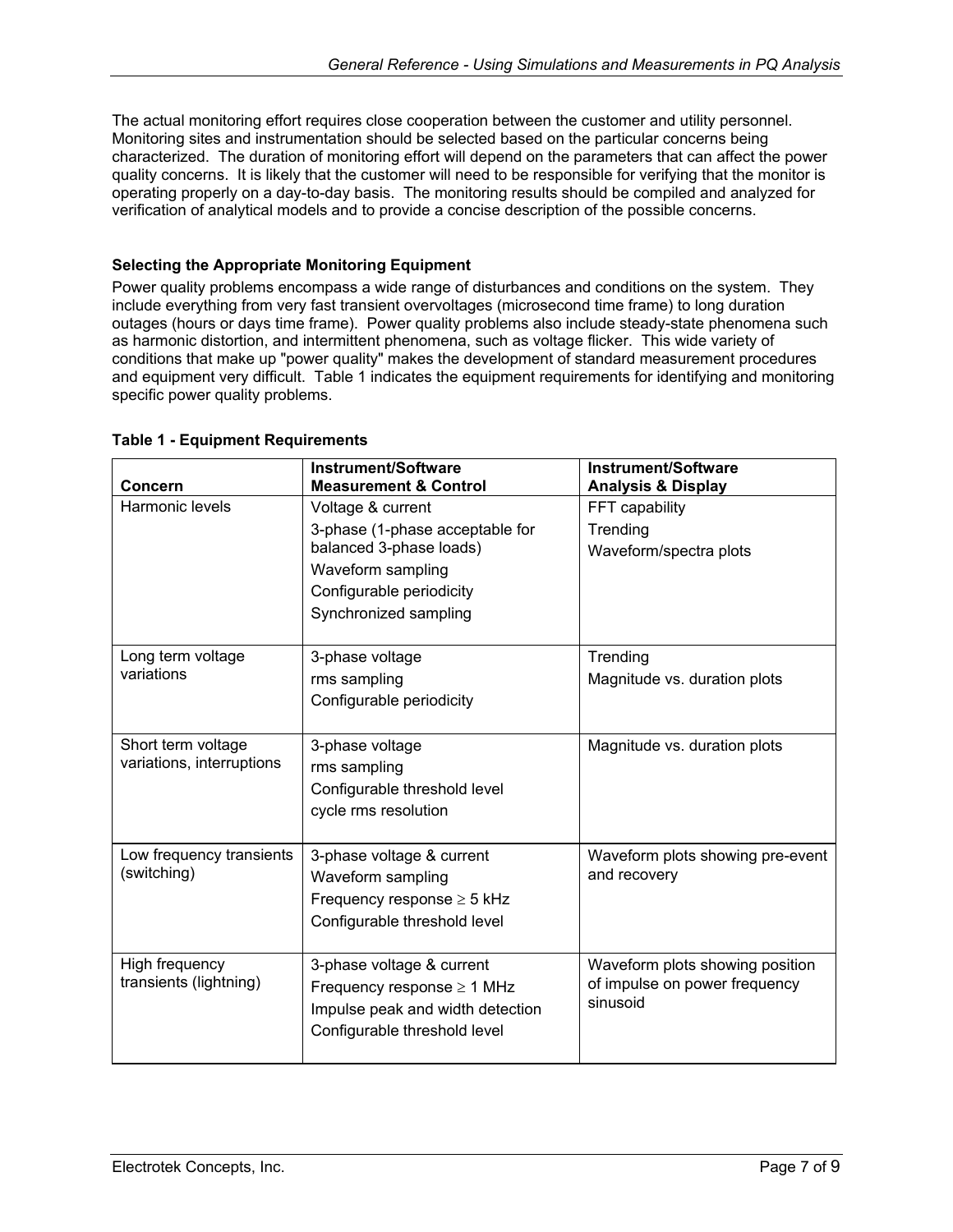The actual monitoring effort requires close cooperation between the customer and utility personnel. Monitoring sites and instrumentation should be selected based on the particular concerns being characterized. The duration of monitoring effort will depend on the parameters that can affect the power quality concerns. It is likely that the customer will need to be responsible for verifying that the monitor is operating properly on a day-to-day basis. The monitoring results should be compiled and analyzed for verification of analytical models and to provide a concise description of the possible concerns.

### Selecting the Appropriate Monitoring Equipment

Power quality problems encompass a wide range of disturbances and conditions on the system. They include everything from very fast transient overvoltages (microsecond time frame) to long duration outages (hours or days time frame). Power quality problems also include steady-state phenomena such as harmonic distortion, and intermittent phenomena, such as voltage flicker. This wide variety of conditions that make up "power quality" makes the development of standard measurement procedures and equipment very difficult. Table 1 indicates the equipment requirements for identifying and monitoring specific power quality problems.

**Table 1 - Equipment Requirements**

| Concern | Instrument/Software Measurement & Control | Instrument/Software Analysis & Display |
|---|---|---|
| Harmonic levels | Voltage & current<br>3-phase (1-phase acceptable for balanced 3-phase loads)<br>Waveform sampling<br>Configurable periodicity<br>Synchronized sampling | FFT capability<br>Trending<br>Waveform/spectra plots |
| Long term voltage variations | 3-phase voltage<br>rms sampling<br>Configurable periodicity | Trending<br>Magnitude vs. duration plots |
| Short term voltage variations, interruptions | 3-phase voltage<br>rms sampling<br>Configurable threshold level<br>cycle rms resolution | Magnitude vs. duration plots |
| Low frequency transients (switching) | 3-phase voltage & current<br>Waveform sampling<br>Frequency response ≥ 5 kHz<br>Configurable threshold level | Waveform plots showing pre-event and recovery |
| High frequency transients (lightning) | 3-phase voltage & current<br>Frequency response ≥ 1 MHz<br>Impulse peak and width detection<br>Configurable threshold level | Waveform plots showing position of impulse on power frequency sinusoid |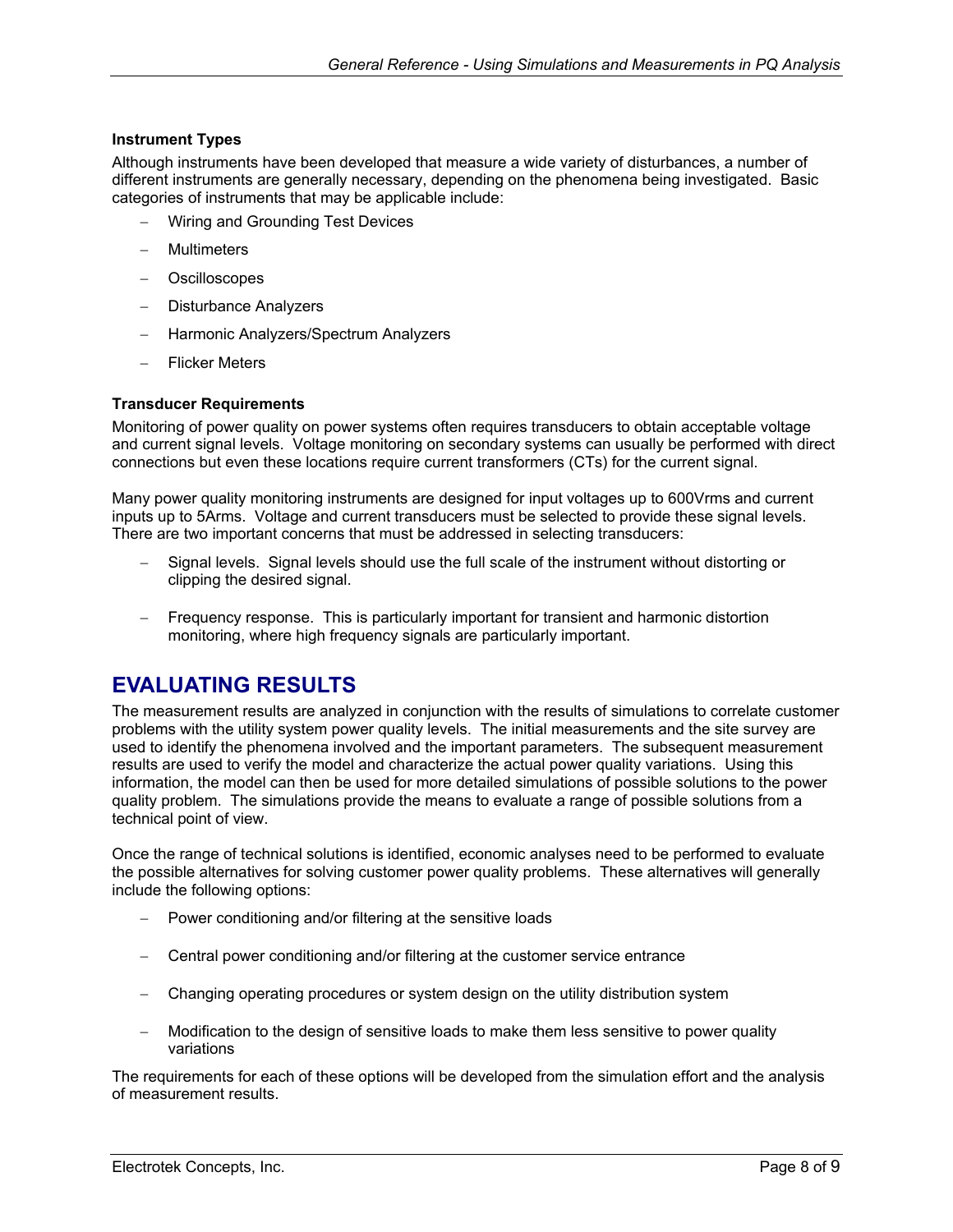### Instrument Types

Although instruments have been developed that measure a wide variety of disturbances, a number of different instruments are generally necessary, depending on the phenomena being investigated. Basic categories of instruments that may be applicable include:

- Wiring and Grounding Test Devices
- Multimeters
- Oscilloscopes
- Disturbance Analyzers
- Harmonic Analyzers/Spectrum Analyzers
- Flicker Meters

### Transducer Requirements

Monitoring of power quality on power systems often requires transducers to obtain acceptable voltage and current signal levels. Voltage monitoring on secondary systems can usually be performed with direct connections but even these locations require current transformers (CTs) for the current signal.

Many power quality monitoring instruments are designed for input voltages up to 600Vrms and current inputs up to 5Arms. Voltage and current transducers must be selected to provide these signal levels. There are two important concerns that must be addressed in selecting transducers:

- Signal levels. Signal levels should use the full scale of the instrument without distorting or clipping the desired signal.
- Frequency response. This is particularly important for transient and harmonic distortion monitoring, where high frequency signals are particularly important.

## EVALUATING RESULTS

The measurement results are analyzed in conjunction with the results of simulations to correlate customer problems with the utility system power quality levels. The initial measurements and the site survey are used to identify the phenomena involved and the important parameters. The subsequent measurement results are used to verify the model and characterize the actual power quality variations. Using this information, the model can then be used for more detailed simulations of possible solutions to the power quality problem. The simulations provide the means to evaluate a range of possible solutions from a technical point of view.

Once the range of technical solutions is identified, economic analyses need to be performed to evaluate the possible alternatives for solving customer power quality problems. These alternatives will generally include the following options:

- Power conditioning and/or filtering at the sensitive loads
- Central power conditioning and/or filtering at the customer service entrance
- Changing operating procedures or system design on the utility distribution system
- Modification to the design of sensitive loads to make them less sensitive to power quality variations

The requirements for each of these options will be developed from the simulation effort and the analysis of measurement results.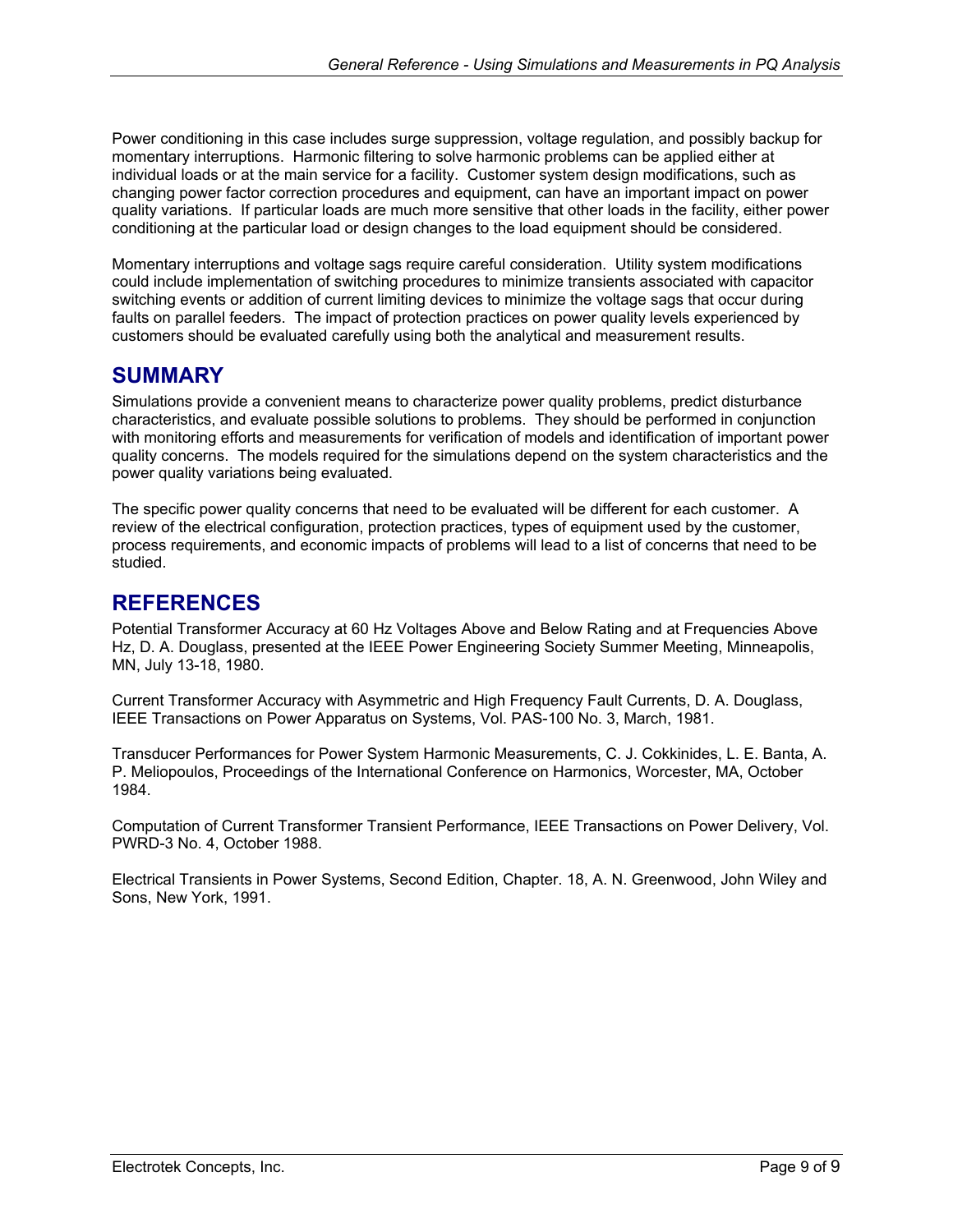Power conditioning in this case includes surge suppression, voltage regulation, and possibly backup for momentary interruptions. Harmonic filtering to solve harmonic problems can be applied either at individual loads or at the main service for a facility. Customer system design modifications, such as changing power factor correction procedures and equipment, can have an important impact on power quality variations. If particular loads are much more sensitive that other loads in the facility, either power conditioning at the particular load or design changes to the load equipment should be considered.

Momentary interruptions and voltage sags require careful consideration. Utility system modifications could include implementation of switching procedures to minimize transients associated with capacitor switching events or addition of current limiting devices to minimize the voltage sags that occur during faults on parallel feeders. The impact of protection practices on power quality levels experienced by customers should be evaluated carefully using both the analytical and measurement results.

## SUMMARY

Simulations provide a convenient means to characterize power quality problems, predict disturbance characteristics, and evaluate possible solutions to problems. They should be performed in conjunction with monitoring efforts and measurements for verification of models and identification of important power quality concerns. The models required for the simulations depend on the system characteristics and the power quality variations being evaluated.

The specific power quality concerns that need to be evaluated will be different for each customer. A review of the electrical configuration, protection practices, types of equipment used by the customer, process requirements, and economic impacts of problems will lead to a list of concerns that need to be studied.

## REFERENCES

Potential Transformer Accuracy at 60 Hz Voltages Above and Below Rating and at Frequencies Above Hz, D. A. Douglass, presented at the IEEE Power Engineering Society Summer Meeting, Minneapolis, MN, July 13-18, 1980.

Current Transformer Accuracy with Asymmetric and High Frequency Fault Currents, D. A. Douglass, IEEE Transactions on Power Apparatus on Systems, Vol. PAS-100 No. 3, March, 1981.

Transducer Performances for Power System Harmonic Measurements, C. J. Cokkinides, L. E. Banta, A. P. Meliopoulos, Proceedings of the International Conference on Harmonics, Worcester, MA, October 1984.

Computation of Current Transformer Transient Performance, IEEE Transactions on Power Delivery, Vol. PWRD-3 No. 4, October 1988.

Electrical Transients in Power Systems, Second Edition, Chapter. 18, A. N. Greenwood, John Wiley and Sons, New York, 1991.